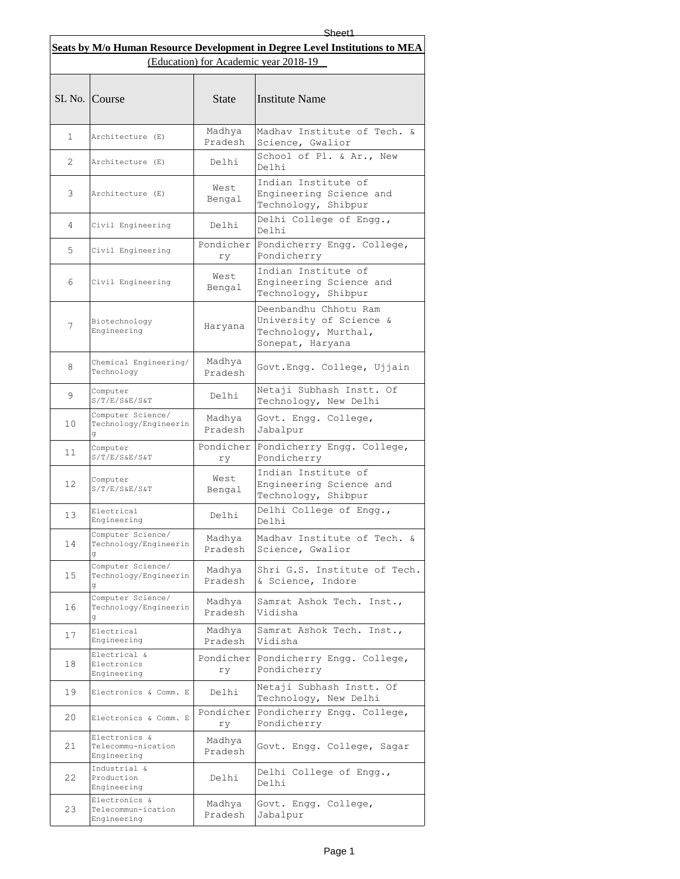**Seats by M/o Human Resource Development in Degree Level Institutions to MEA**
(Education) for Academic year 2018-19

| SL No. | Course | State | Institute Name |
|---|---|---|---|
| 1 | Architecture (E) | Madhya Pradesh | Madhav Institute of Tech. & Science, Gwalior |
| 2 | Architecture (E) | Delhi | School of Pl. & Ar., New Delhi |
| 3 | Architecture (E) | West Bengal | Indian Institute of Engineering Science and Technology, Shibpur |
| 4 | Civil Engineering | Delhi | Delhi College of Engg., Delhi |
| 5 | Civil Engineering | Pondicherry | Pondicherry Engg. College, Pondicherry |
| 6 | Civil Engineering | West Bengal | Indian Institute of Engineering Science and Technology, Shibpur |
| 7 | Biotechnology Engineering | Haryana | Deenbandhu Chhotu Ram University of Science & Technology, Murthal, Sonepat, Haryana |
| 8 | Chemical Engineering/ Technology | Madhya Pradesh | Govt.Engg. College, Ujjain |
| 9 | Computer S/T/E/S&E/S&T | Delhi | Netaji Subhash Instt. Of Technology, New Delhi |
| 10 | Computer Science/ Technology/Engineering | Madhya Pradesh | Govt. Engg. College, Jabalpur |
| 11 | Computer S/T/E/S&E/S&T | Pondicherry | Pondicherry Engg. College, Pondicherry |
| 12 | Computer S/T/E/S&E/S&T | West Bengal | Indian Institute of Engineering Science and Technology, Shibpur |
| 13 | Electrical Engineering | Delhi | Delhi College of Engg., Delhi |
| 14 | Computer Science/ Technology/Engineering | Madhya Pradesh | Madhav Institute of Tech. & Science, Gwalior |
| 15 | Computer Science/ Technology/Engineering | Madhya Pradesh | Shri G.S. Institute of Tech. & Science, Indore |
| 16 | Computer Science/ Technology/Engineering | Madhya Pradesh | Samrat Ashok Tech. Inst., Vidisha |
| 17 | Electrical Engineering | Madhya Pradesh | Samrat Ashok Tech. Inst., Vidisha |
| 18 | Electrical & Electronics Engineering | Pondicherry | Pondicherry Engg. College, Pondicherry |
| 19 | Electronics & Comm. E | Delhi | Netaji Subhash Instt. Of Technology, New Delhi |
| 20 | Electronics & Comm. E | Pondicherry | Pondicherry Engg. College, Pondicherry |
| 21 | Electronics & Telecommu-nication Engineering | Madhya Pradesh | Govt. Engg. College, Sagar |
| 22 | Industrial & Production Engineering | Delhi | Delhi College of Engg., Delhi |
| 23 | Electronics & Telecommun-ication Engineering | Madhya Pradesh | Govt. Engg. College, Jabalpur |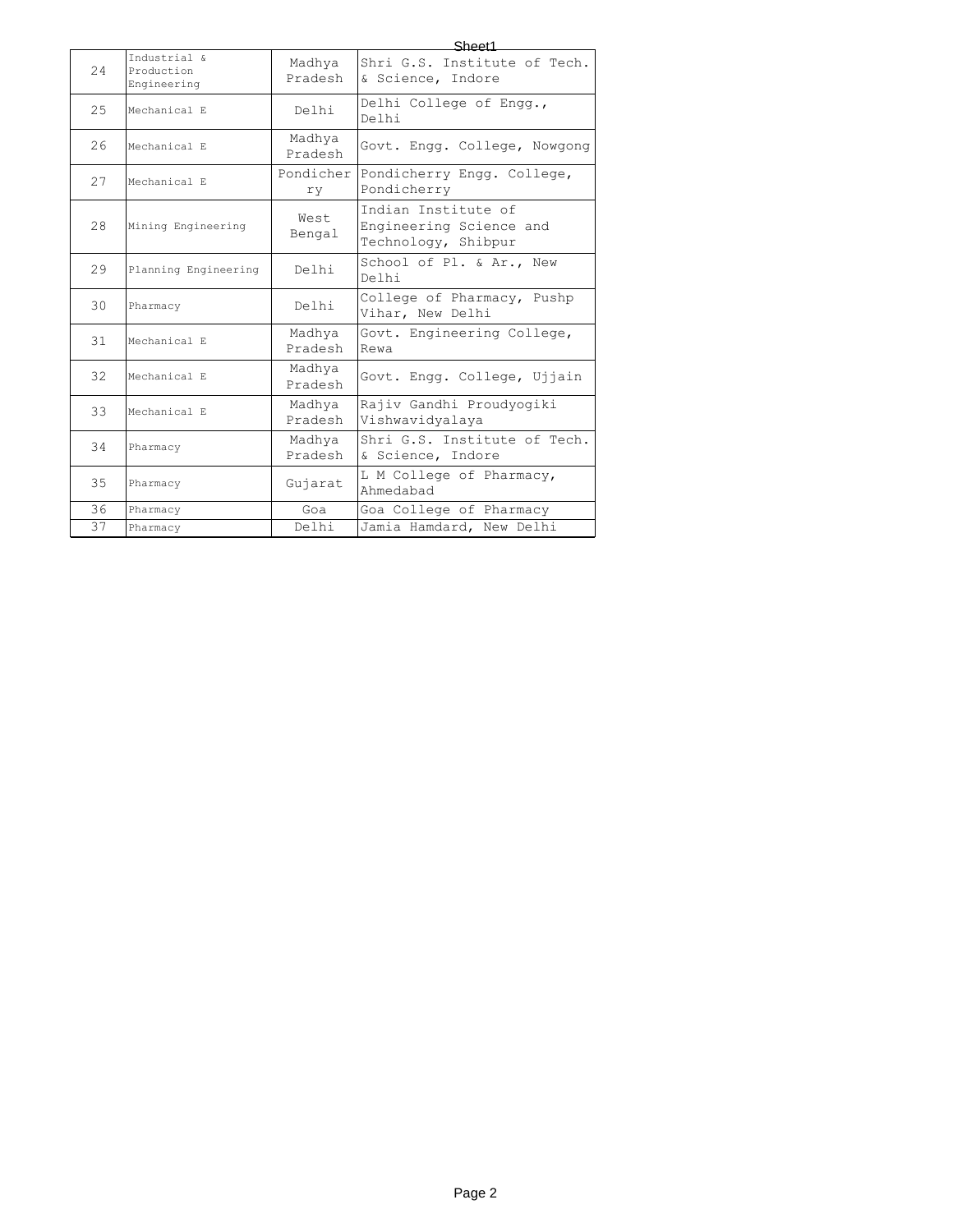| | | | |
|---|---|---|---|
| 24 | Industrial & Production Engineering | Madhya Pradesh | Shri G.S. Institute of Tech. & Science, Indore |
| 25 | Mechanical E | Delhi | Delhi College of Engg., Delhi |
| 26 | Mechanical E | Madhya Pradesh | Govt. Engg. College, Nowgong |
| 27 | Mechanical E | Pondicherry | Pondicherry Engg. College, Pondicherry |
| 28 | Mining Engineering | West Bengal | Indian Institute of Engineering Science and Technology, Shibpur |
| 29 | Planning Engineering | Delhi | School of Pl. & Ar., New Delhi |
| 30 | Pharmacy | Delhi | College of Pharmacy, Pushp Vihar, New Delhi |
| 31 | Mechanical E | Madhya Pradesh | Govt. Engineering College, Rewa |
| 32 | Mechanical E | Madhya Pradesh | Govt. Engg. College, Ujjain |
| 33 | Mechanical E | Madhya Pradesh | Rajiv Gandhi Proudyogiki Vishwavidyalaya |
| 34 | Pharmacy | Madhya Pradesh | Shri G.S. Institute of Tech. & Science, Indore |
| 35 | Pharmacy | Gujarat | L M College of Pharmacy, Ahmedabad |
| 36 | Pharmacy | Goa | Goa College of Pharmacy |
| 37 | Pharmacy | Delhi | Jamia Hamdard, New Delhi |